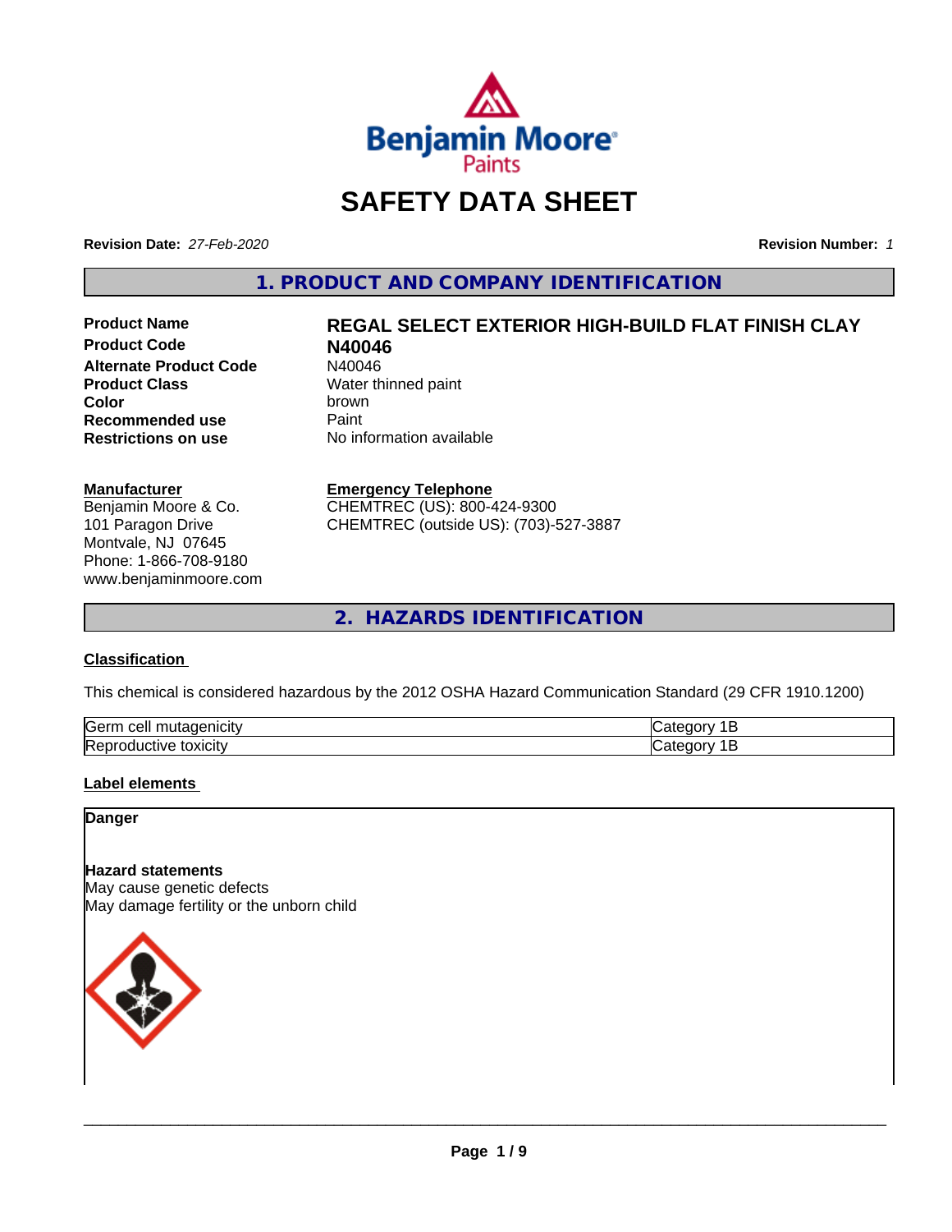# SAFETY DATA SHEET

**Revision Date:** *27-Feb-2020* **Revision Number:** *1*

## 1. PRODUCT AND COMPANY IDENTIFICATION

| | |
|---|---|
| **Product Name** | **REGAL SELECT EXTERIOR HIGH-BUILD FLAT FINISH CLAY** |
| **Product Code** | **N40046** |
| **Alternate Product Code** | N40046 |
| **Product Class** | Water thinned paint |
| **Color** | brown |
| **Recommended use** | Paint |
| **Restrictions on use** | No information available |

**Manufacturer**
Benjamin Moore & Co.
101 Paragon Drive
Montvale, NJ 07645
Phone: 1-866-708-9180
www.benjaminmoore.com

**Emergency Telephone**
CHEMTREC (US): 800-424-9300
CHEMTREC (outside US): (703)-527-3887

## 2. HAZARDS IDENTIFICATION

### Classification

This chemical is considered hazardous by the 2012 OSHA Hazard Communication Standard (29 CFR 1910.1200)

| | |
|---|---|
| Germ cell mutagenicity | Category 1B |
| Reproductive toxicity | Category 1B |

### Label elements

**Danger**

**Hazard statements**
May cause genetic defects
May damage fertility or the unborn child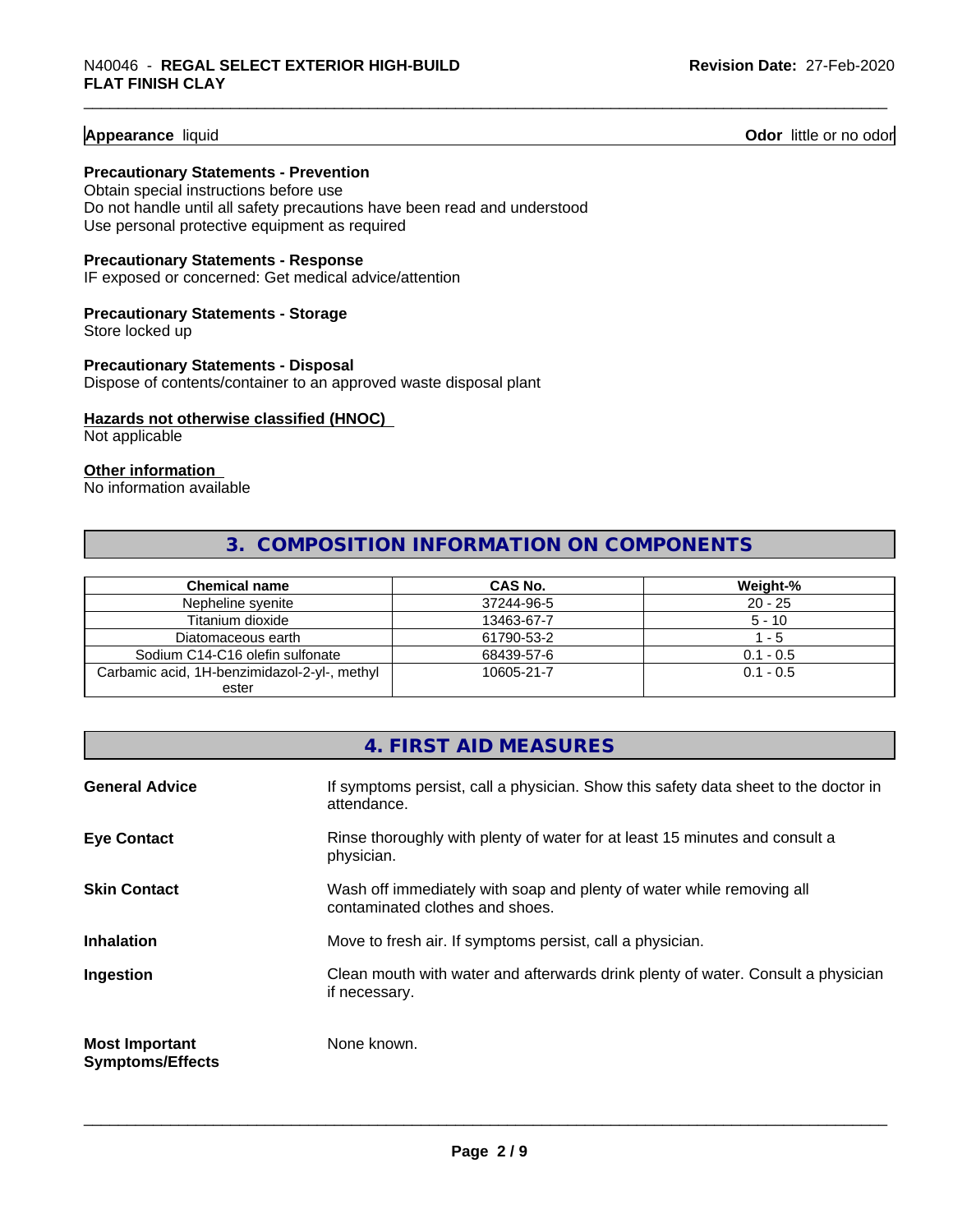**Appearance** liquid **Odor** little or no odor

**Precautionary Statements - Prevention**
Obtain special instructions before use
Do not handle until all safety precautions have been read and understood
Use personal protective equipment as required

**Precautionary Statements - Response**
IF exposed or concerned: Get medical advice/attention

**Precautionary Statements - Storage**
Store locked up

**Precautionary Statements - Disposal**
Dispose of contents/container to an approved waste disposal plant

**Hazards not otherwise classified (HNOC)**
Not applicable

**Other information**
No information available

## 3. COMPOSITION INFORMATION ON COMPONENTS

| Chemical name | CAS No. | Weight-% |
|---|---|---|
| Nepheline syenite | 37244-96-5 | 20 - 25 |
| Titanium dioxide | 13463-67-7 | 5 - 10 |
| Diatomaceous earth | 61790-53-2 | 1 - 5 |
| Sodium C14-C16 olefin sulfonate | 68439-57-6 | 0.1 - 0.5 |
| Carbamic acid, 1H-benzimidazol-2-yl-, methyl ester | 10605-21-7 | 0.1 - 0.5 |

## 4. FIRST AID MEASURES

**General Advice** If symptoms persist, call a physician. Show this safety data sheet to the doctor in attendance.

**Eye Contact** Rinse thoroughly with plenty of water for at least 15 minutes and consult a physician.

**Skin Contact** Wash off immediately with soap and plenty of water while removing all contaminated clothes and shoes.

**Inhalation** Move to fresh air. If symptoms persist, call a physician.

**Ingestion** Clean mouth with water and afterwards drink plenty of water. Consult a physician if necessary.

**Most Important Symptoms/Effects** None known.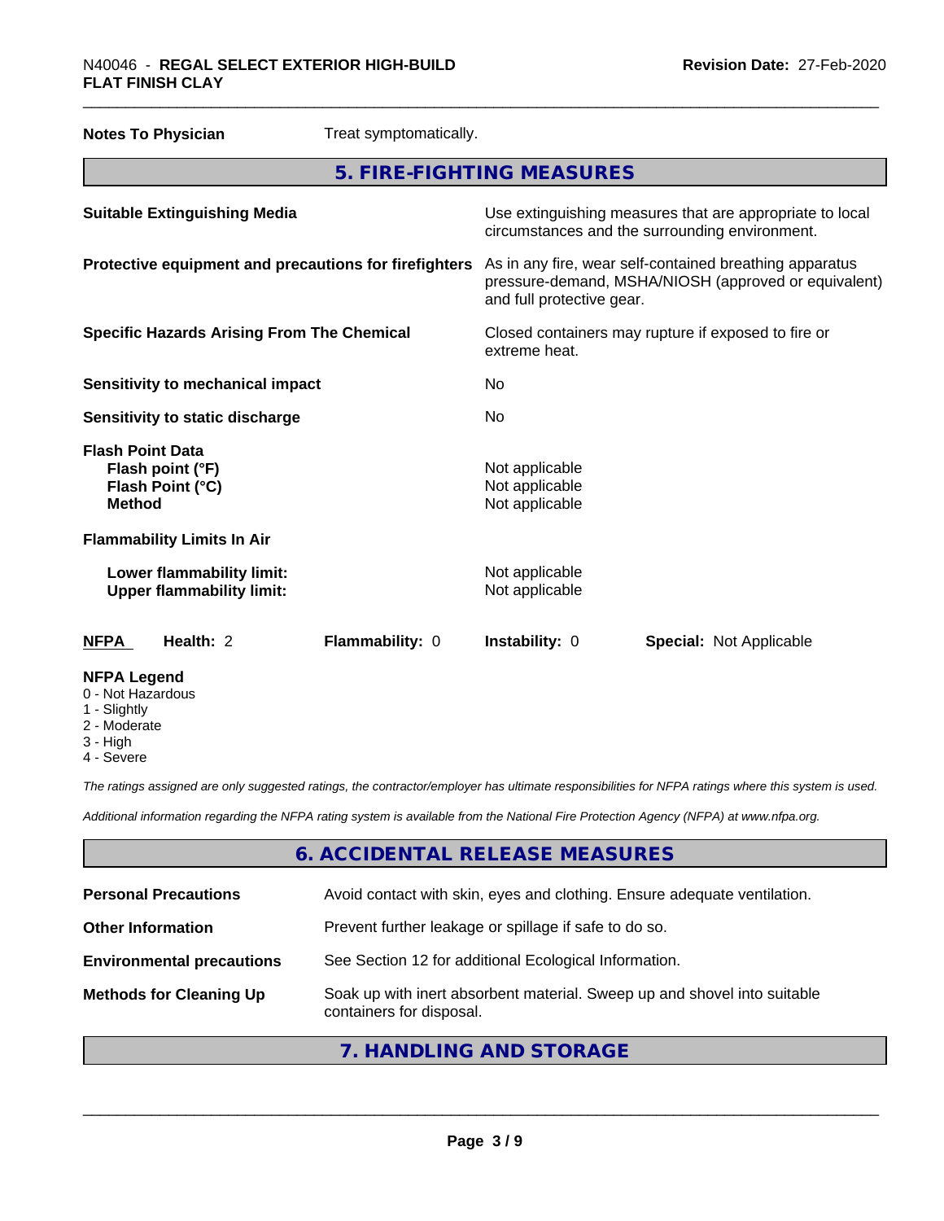**Notes To Physician** Treat symptomatically.

## 5. FIRE-FIGHTING MEASURES

| | |
|---|---|
| **Suitable Extinguishing Media** | Use extinguishing measures that are appropriate to local circumstances and the surrounding environment. |
| **Protective equipment and precautions for firefighters** | As in any fire, wear self-contained breathing apparatus pressure-demand, MSHA/NIOSH (approved or equivalent) and full protective gear. |
| **Specific Hazards Arising From The Chemical** | Closed containers may rupture if exposed to fire or extreme heat. |
| **Sensitivity to mechanical impact** | No |
| **Sensitivity to static discharge** | No |

**Flash Point Data**

| | |
|---|---|
| **Flash point (°F)** | Not applicable |
| **Flash Point (°C)** | Not applicable |
| **Method** | Not applicable |

**Flammability Limits In Air**

| | |
|---|---|
| **Lower flammability limit:** | Not applicable |
| **Upper flammability limit:** | Not applicable |

| **NFPA** | **Health:** 2 | **Flammability:** 0 | **Instability:** 0 | **Special:** Not Applicable |
|---|---|---|---|---|

**NFPA Legend**
- 0 - Not Hazardous
- 1 - Slightly
- 2 - Moderate
- 3 - High
- 4 - Severe

*The ratings assigned are only suggested ratings, the contractor/employer has ultimate responsibilities for NFPA ratings where this system is used.*

*Additional information regarding the NFPA rating system is available from the National Fire Protection Agency (NFPA) at www.nfpa.org.*

## 6. ACCIDENTAL RELEASE MEASURES

| | |
|---|---|
| **Personal Precautions** | Avoid contact with skin, eyes and clothing. Ensure adequate ventilation. |
| **Other Information** | Prevent further leakage or spillage if safe to do so. |
| **Environmental precautions** | See Section 12 for additional Ecological Information. |
| **Methods for Cleaning Up** | Soak up with inert absorbent material. Sweep up and shovel into suitable containers for disposal. |

## 7. HANDLING AND STORAGE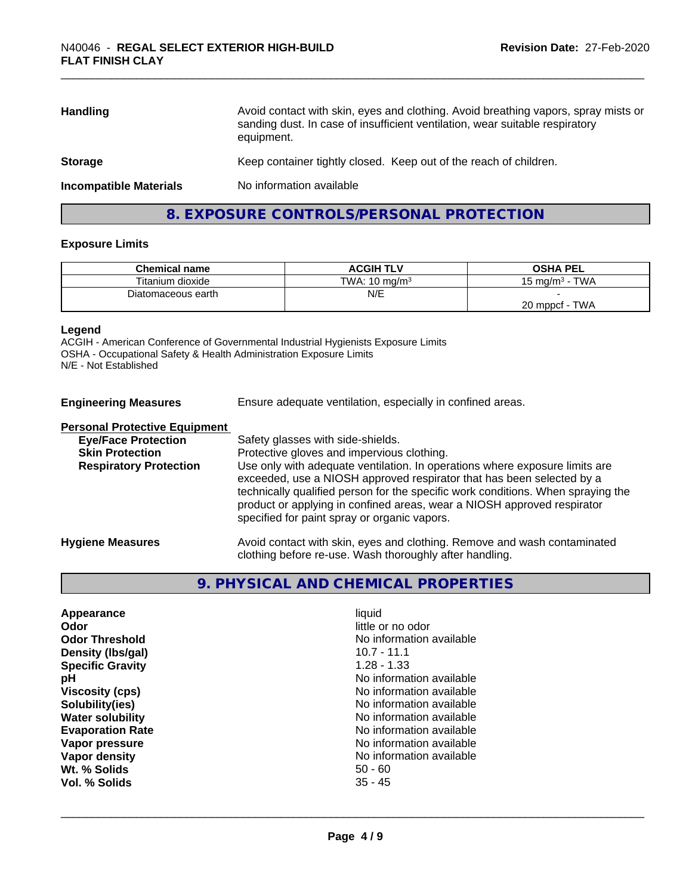| | |
|---|---|
| **Handling** | Avoid contact with skin, eyes and clothing. Avoid breathing vapors, spray mists or sanding dust. In case of insufficient ventilation, wear suitable respiratory equipment. |
| **Storage** | Keep container tightly closed. Keep out of the reach of children. |
| **Incompatible Materials** | No information available |

## 8. EXPOSURE CONTROLS/PERSONAL PROTECTION

### Exposure Limits

| Chemical name | ACGIH TLV | OSHA PEL |
|---|---|---|
| Titanium dioxide | TWA: 10 mg/m³ | 15 mg/m³ - TWA |
| Diatomaceous earth | N/E | -<br>20 mppcf - TWA |

**Legend**
ACGIH - American Conference of Governmental Industrial Hygienists Exposure Limits
OSHA - Occupational Safety & Health Administration Exposure Limits
N/E - Not Established

| | |
|---|---|
| **Engineering Measures** | Ensure adequate ventilation, especially in confined areas. |
| **Personal Protective Equipment** | |
| **Eye/Face Protection** | Safety glasses with side-shields. |
| **Skin Protection** | Protective gloves and impervious clothing. |
| **Respiratory Protection** | Use only with adequate ventilation. In operations where exposure limits are exceeded, use a NIOSH approved respirator that has been selected by a technically qualified person for the specific work conditions. When spraying the product or applying in confined areas, wear a NIOSH approved respirator specified for paint spray or organic vapors. |
| **Hygiene Measures** | Avoid contact with skin, eyes and clothing. Remove and wash contaminated clothing before re-use. Wash thoroughly after handling. |

## 9. PHYSICAL AND CHEMICAL PROPERTIES

| | |
|---|---|
| **Appearance** | liquid |
| **Odor** | little or no odor |
| **Odor Threshold** | No information available |
| **Density (lbs/gal)** | 10.7 - 11.1 |
| **Specific Gravity** | 1.28 - 1.33 |
| **pH** | No information available |
| **Viscosity (cps)** | No information available |
| **Solubility(ies)** | No information available |
| **Water solubility** | No information available |
| **Evaporation Rate** | No information available |
| **Vapor pressure** | No information available |
| **Vapor density** | No information available |
| **Wt. % Solids** | 50 - 60 |
| **Vol. % Solids** | 35 - 45 |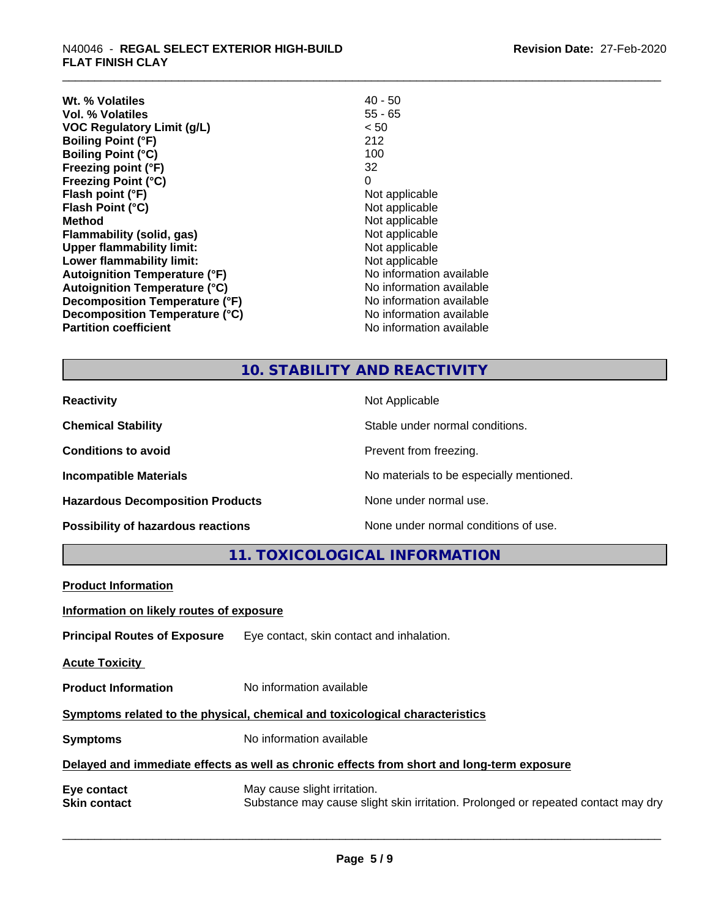| | |
|---|---|
| **Wt. % Volatiles** | 40 - 50 |
| **Vol. % Volatiles** | 55 - 65 |
| **VOC Regulatory Limit (g/L)** | < 50 |
| **Boiling Point (°F)** | 212 |
| **Boiling Point (°C)** | 100 |
| **Freezing point (°F)** | 32 |
| **Freezing Point (°C)** | 0 |
| **Flash point (°F)** | Not applicable |
| **Flash Point (°C)** | Not applicable |
| **Method** | Not applicable |
| **Flammability (solid, gas)** | Not applicable |
| **Upper flammability limit:** | Not applicable |
| **Lower flammability limit:** | Not applicable |
| **Autoignition Temperature (°F)** | No information available |
| **Autoignition Temperature (°C)** | No information available |
| **Decomposition Temperature (°F)** | No information available |
| **Decomposition Temperature (°C)** | No information available |
| **Partition coefficient** | No information available |

## 10. STABILITY AND REACTIVITY

| | |
|---|---|
| **Reactivity** | Not Applicable |
| **Chemical Stability** | Stable under normal conditions. |
| **Conditions to avoid** | Prevent from freezing. |
| **Incompatible Materials** | No materials to be especially mentioned. |
| **Hazardous Decomposition Products** | None under normal use. |
| **Possibility of hazardous reactions** | None under normal conditions of use. |

## 11. TOXICOLOGICAL INFORMATION

**Product Information**

**Information on likely routes of exposure**

**Principal Routes of Exposure** Eye contact, skin contact and inhalation.

**Acute Toxicity**

**Product Information** No information available

**Symptoms related to the physical, chemical and toxicological characteristics**

**Symptoms** No information available

**Delayed and immediate effects as well as chronic effects from short and long-term exposure**

**Eye contact** May cause slight irritation.

**Skin contact** Substance may cause slight skin irritation. Prolonged or repeated contact may dry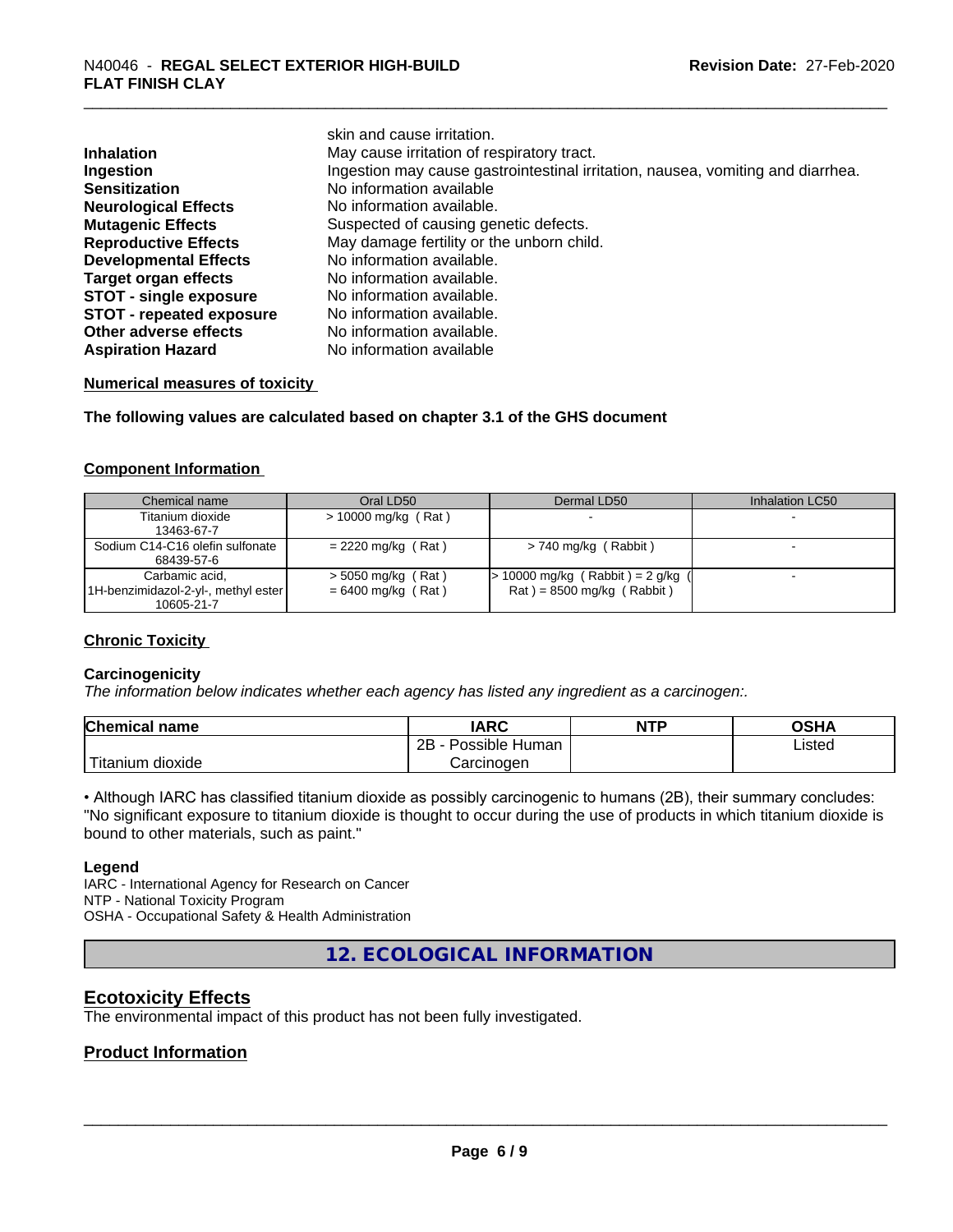skin and cause irritation.

| | |
|---|---|
| **Inhalation** | May cause irritation of respiratory tract. |
| **Ingestion** | Ingestion may cause gastrointestinal irritation, nausea, vomiting and diarrhea. |
| **Sensitization** | No information available |
| **Neurological Effects** | No information available. |
| **Mutagenic Effects** | Suspected of causing genetic defects. |
| **Reproductive Effects** | May damage fertility or the unborn child. |
| **Developmental Effects** | No information available. |
| **Target organ effects** | No information available. |
| **STOT - single exposure** | No information available. |
| **STOT - repeated exposure** | No information available. |
| **Other adverse effects** | No information available. |
| **Aspiration Hazard** | No information available |

**Numerical measures of toxicity**

**The following values are calculated based on chapter 3.1 of the GHS document**

**Component Information**

| Chemical name | Oral LD50 | Dermal LD50 | Inhalation LC50 |
|---|---|---|---|
| Titanium dioxide 13463-67-7 | > 10000 mg/kg ( Rat ) | - | - |
| Sodium C14-C16 olefin sulfonate 68439-57-6 | = 2220 mg/kg ( Rat ) | > 740 mg/kg ( Rabbit ) | - |
| Carbamic acid, 1H-benzimidazol-2-yl-, methyl ester 10605-21-7 | > 5050 mg/kg ( Rat ) = 6400 mg/kg ( Rat ) | > 10000 mg/kg ( Rabbit ) = 2 g/kg ( Rat ) = 8500 mg/kg ( Rabbit ) | - |

**Chronic Toxicity**

**Carcinogenicity**

*The information below indicates whether each agency has listed any ingredient as a carcinogen:.*

| Chemical name | IARC | NTP | OSHA |
|---|---|---|---|
| Titanium dioxide | 2B - Possible Human Carcinogen | | Listed |

• Although IARC has classified titanium dioxide as possibly carcinogenic to humans (2B), their summary concludes: "No significant exposure to titanium dioxide is thought to occur during the use of products in which titanium dioxide is bound to other materials, such as paint."

**Legend**

IARC - International Agency for Research on Cancer
NTP - National Toxicity Program
OSHA - Occupational Safety & Health Administration

## 12. ECOLOGICAL INFORMATION

## Ecotoxicity Effects

The environmental impact of this product has not been fully investigated.

## Product Information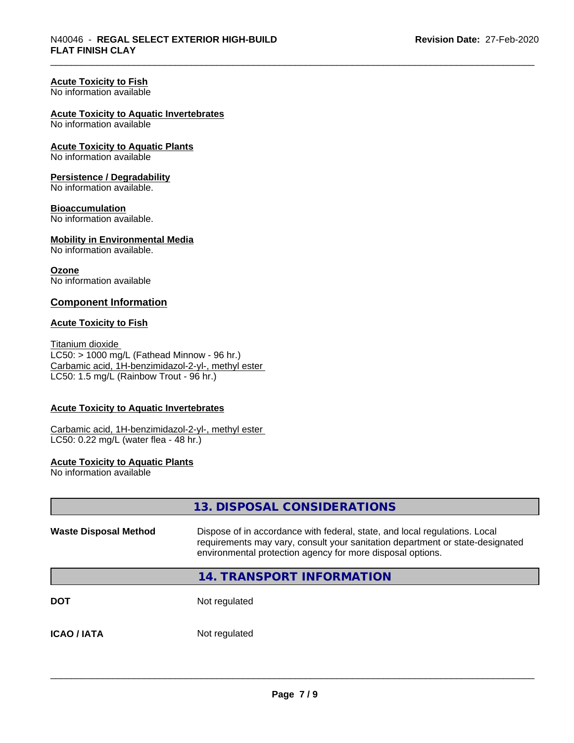**Acute Toxicity to Fish**
No information available

**Acute Toxicity to Aquatic Invertebrates**
No information available

**Acute Toxicity to Aquatic Plants**
No information available

**Persistence / Degradability**
No information available.

**Bioaccumulation**
No information available.

**Mobility in Environmental Media**
No information available.

**Ozone**
No information available

### Component Information

**Acute Toxicity to Fish**

Titanium dioxide
LC50: > 1000 mg/L (Fathead Minnow - 96 hr.)
Carbamic acid, 1H-benzimidazol-2-yl-, methyl ester
LC50: 1.5 mg/L (Rainbow Trout - 96 hr.)

**Acute Toxicity to Aquatic Invertebrates**

Carbamic acid, 1H-benzimidazol-2-yl-, methyl ester
LC50: 0.22 mg/L (water flea - 48 hr.)

**Acute Toxicity to Aquatic Plants**
No information available

## 13. DISPOSAL CONSIDERATIONS

| | |
|---|---|
| **Waste Disposal Method** | Dispose of in accordance with federal, state, and local regulations. Local requirements may vary, consult your sanitation department or state-designated environmental protection agency for more disposal options. |

## 14. TRANSPORT INFORMATION

| | |
|---|---|
| **DOT** | Not regulated |
| **ICAO / IATA** | Not regulated |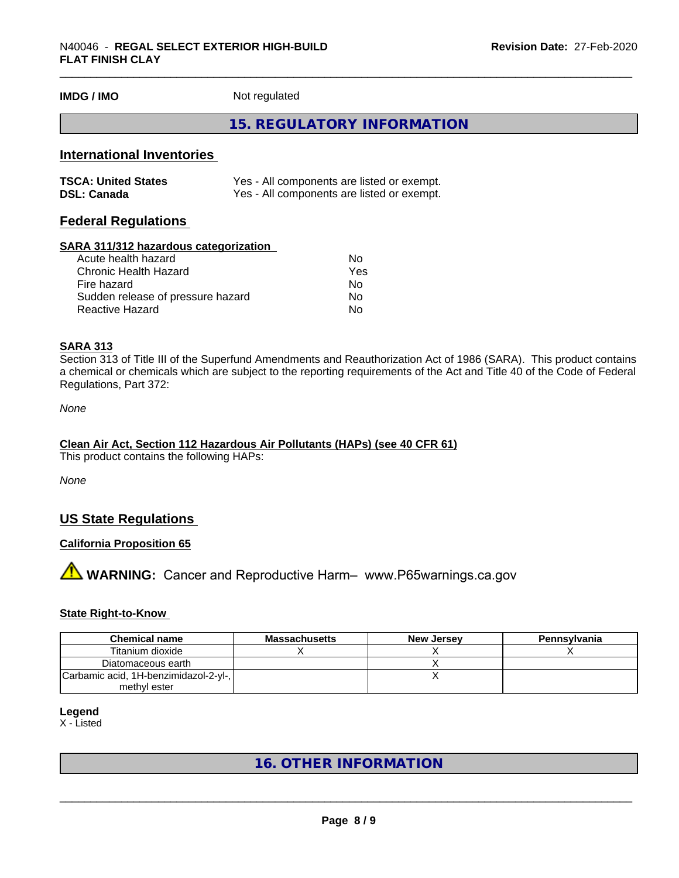**IMDG / IMO** Not regulated

## 15. REGULATORY INFORMATION

### International Inventories

| | |
|---|---|
| **TSCA: United States** | Yes - All components are listed or exempt. |
| **DSL: Canada** | Yes - All components are listed or exempt. |

### Federal Regulations

**SARA 311/312 hazardous categorization**

| | |
|---|---|
| Acute health hazard | No |
| Chronic Health Hazard | Yes |
| Fire hazard | No |
| Sudden release of pressure hazard | No |
| Reactive Hazard | No |

**SARA 313**

Section 313 of Title III of the Superfund Amendments and Reauthorization Act of 1986 (SARA). This product contains a chemical or chemicals which are subject to the reporting requirements of the Act and Title 40 of the Code of Federal Regulations, Part 372:

*None*

**Clean Air Act, Section 112 Hazardous Air Pollutants (HAPs) (see 40 CFR 61)**

This product contains the following HAPs:

*None*

### US State Regulations

**California Proposition 65**

⚠ **WARNING:** Cancer and Reproductive Harm– www.P65warnings.ca.gov

**State Right-to-Know**

| Chemical name | Massachusetts | New Jersey | Pennsylvania |
|---|---|---|---|
| Titanium dioxide | X | X | X |
| Diatomaceous earth | | X | |
| Carbamic acid, 1H-benzimidazol-2-yl-, methyl ester | | X | |

**Legend**

X - Listed

## 16. OTHER INFORMATION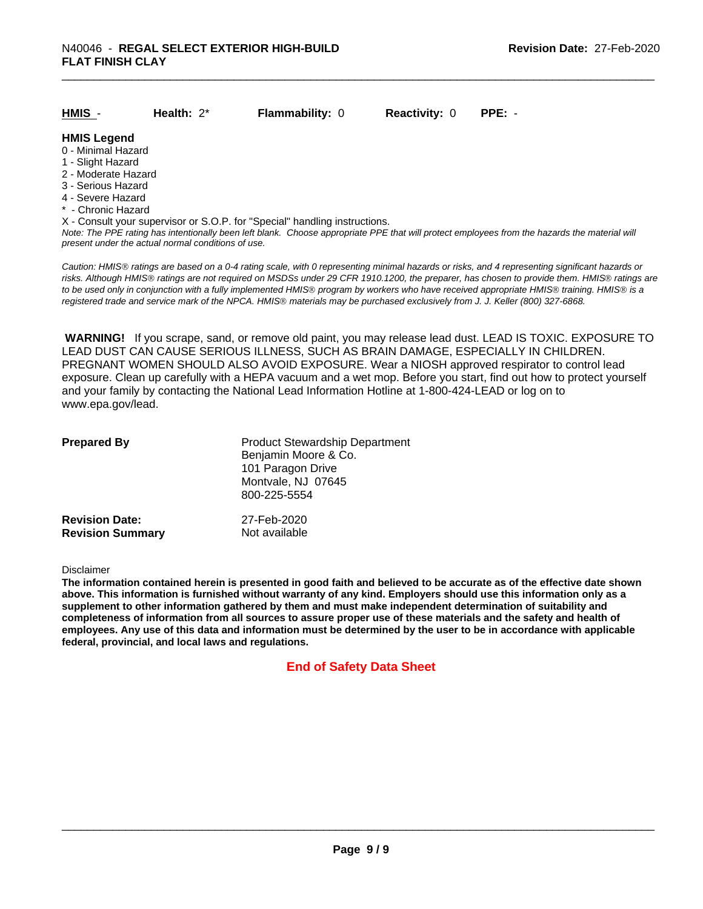| HMIS - | Health: 2* | Flammability: 0 | Reactivity: 0 | PPE: - |
|---|---|---|---|---|

**HMIS Legend**

0 - Minimal Hazard
1 - Slight Hazard
2 - Moderate Hazard
3 - Serious Hazard
4 - Severe Hazard
* - Chronic Hazard
X - Consult your supervisor or S.O.P. for "Special" handling instructions.

*Note: The PPE rating has intentionally been left blank. Choose appropriate PPE that will protect employees from the hazards the material will present under the actual normal conditions of use.*

*Caution: HMIS® ratings are based on a 0-4 rating scale, with 0 representing minimal hazards or risks, and 4 representing significant hazards or risks. Although HMIS® ratings are not required on MSDSs under 29 CFR 1910.1200, the preparer, has chosen to provide them. HMIS® ratings are to be used only in conjunction with a fully implemented HMIS® program by workers who have received appropriate HMIS® training. HMIS® is a registered trade and service mark of the NPCA. HMIS® materials may be purchased exclusively from J. J. Keller (800) 327-6868.*

**WARNING!** If you scrape, sand, or remove old paint, you may release lead dust. LEAD IS TOXIC. EXPOSURE TO LEAD DUST CAN CAUSE SERIOUS ILLNESS, SUCH AS BRAIN DAMAGE, ESPECIALLY IN CHILDREN. PREGNANT WOMEN SHOULD ALSO AVOID EXPOSURE. Wear a NIOSH approved respirator to control lead exposure. Clean up carefully with a HEPA vacuum and a wet mop. Before you start, find out how to protect yourself and your family by contacting the National Lead Information Hotline at 1-800-424-LEAD or log on to www.epa.gov/lead.

| | |
|---|---|
| **Prepared By** | Product Stewardship Department<br>Benjamin Moore & Co.<br>101 Paragon Drive<br>Montvale, NJ 07645<br>800-225-5554 |
| **Revision Date:** | 27-Feb-2020 |
| **Revision Summary** | Not available |

Disclaimer

**The information contained herein is presented in good faith and believed to be accurate as of the effective date shown above. This information is furnished without warranty of any kind. Employers should use this information only as a supplement to other information gathered by them and must make independent determination of suitability and completeness of information from all sources to assure proper use of these materials and the safety and health of employees. Any use of this data and information must be determined by the user to be in accordance with applicable federal, provincial, and local laws and regulations.**

**End of Safety Data Sheet**